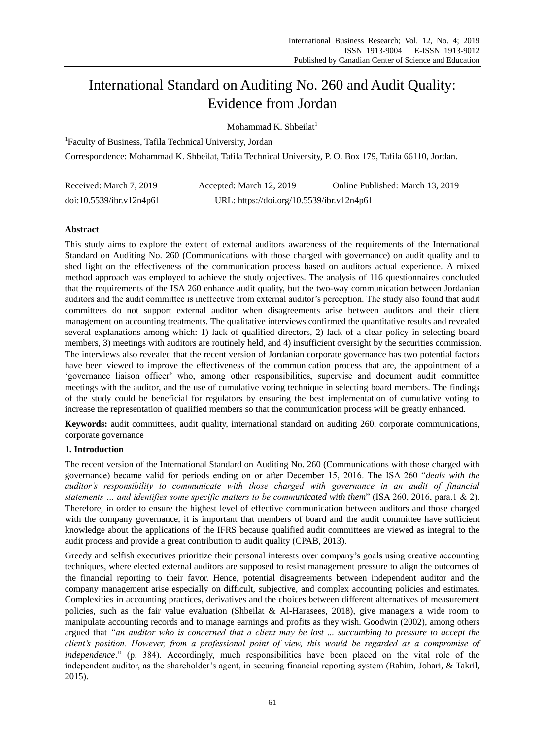# International Standard on Auditing No. 260 and Audit Quality: Evidence from Jordan

Mohammad K. Shbeilat[1]

[1]Faculty of Business, Tafila Technical University, Jordan

Correspondence: Mohammad K. Shbeilat, Tafila Technical University, P. O. Box 179, Tafila 66110, Jordan.

Received: March 7, 2019 Accepted: March 12, 2019 Online Published: March 13, 2019

doi:10.5539/ibr.v12n4p61 URL: https://doi.org/10.5539/ibr.v12n4p61

## Abstract

This study aims to explore the extent of external auditors awareness of the requirements of the International Standard on Auditing No. 260 (Communications with those charged with governance) on audit quality and to shed light on the effectiveness of the communication process based on auditors actual experience. A mixed method approach was employed to achieve the study objectives. The analysis of 116 questionnaires concluded that the requirements of the ISA 260 enhance audit quality, but the two-way communication between Jordanian auditors and the audit committee is ineffective from external auditor's perception. The study also found that audit committees do not support external auditor when disagreements arise between auditors and their client management on accounting treatments. The qualitative interviews confirmed the quantitative results and revealed several explanations among which: 1) lack of qualified directors, 2) lack of a clear policy in selecting board members, 3) meetings with auditors are routinely held, and 4) insufficient oversight by the securities commission. The interviews also revealed that the recent version of Jordanian corporate governance has two potential factors have been viewed to improve the effectiveness of the communication process that are, the appointment of a 'governance liaison officer' who, among other responsibilities, supervise and document audit committee meetings with the auditor, and the use of cumulative voting technique in selecting board members. The findings of the study could be beneficial for regulators by ensuring the best implementation of cumulative voting to increase the representation of qualified members so that the communication process will be greatly enhanced.

**Keywords:** audit committees, audit quality, international standard on auditing 260, corporate communications, corporate governance

## 1. Introduction

The recent version of the International Standard on Auditing No. 260 (Communications with those charged with governance) became valid for periods ending on or after December 15, 2016. The ISA 260 "*deals with the auditor's responsibility to communicate with those charged with governance in an audit of financial statements … and identifies some specific matters to be communicated with them*" (ISA 260, 2016, para.1 & 2). Therefore, in order to ensure the highest level of effective communication between auditors and those charged with the company governance, it is important that members of board and the audit committee have sufficient knowledge about the applications of the IFRS because qualified audit committees are viewed as integral to the audit process and provide a great contribution to audit quality (CPAB, 2013).

Greedy and selfish executives prioritize their personal interests over company's goals using creative accounting techniques, where elected external auditors are supposed to resist management pressure to align the outcomes of the financial reporting to their favor. Hence, potential disagreements between independent auditor and the company management arise especially on difficult, subjective, and complex accounting policies and estimates. Complexities in accounting practices, derivatives and the choices between different alternatives of measurement policies, such as the fair value evaluation (Shbeilat & Al-Harasees, 2018), give managers a wide room to manipulate accounting records and to manage earnings and profits as they wish. Goodwin (2002), among others argued that *"an auditor who is concerned that a client may be lost ... succumbing to pressure to accept the client's position. However, from a professional point of view, this would be regarded as a compromise of independence*." (p. 384). Accordingly, much responsibilities have been placed on the vital role of the independent auditor, as the shareholder's agent, in securing financial reporting system (Rahim, Johari, & Takril, 2015).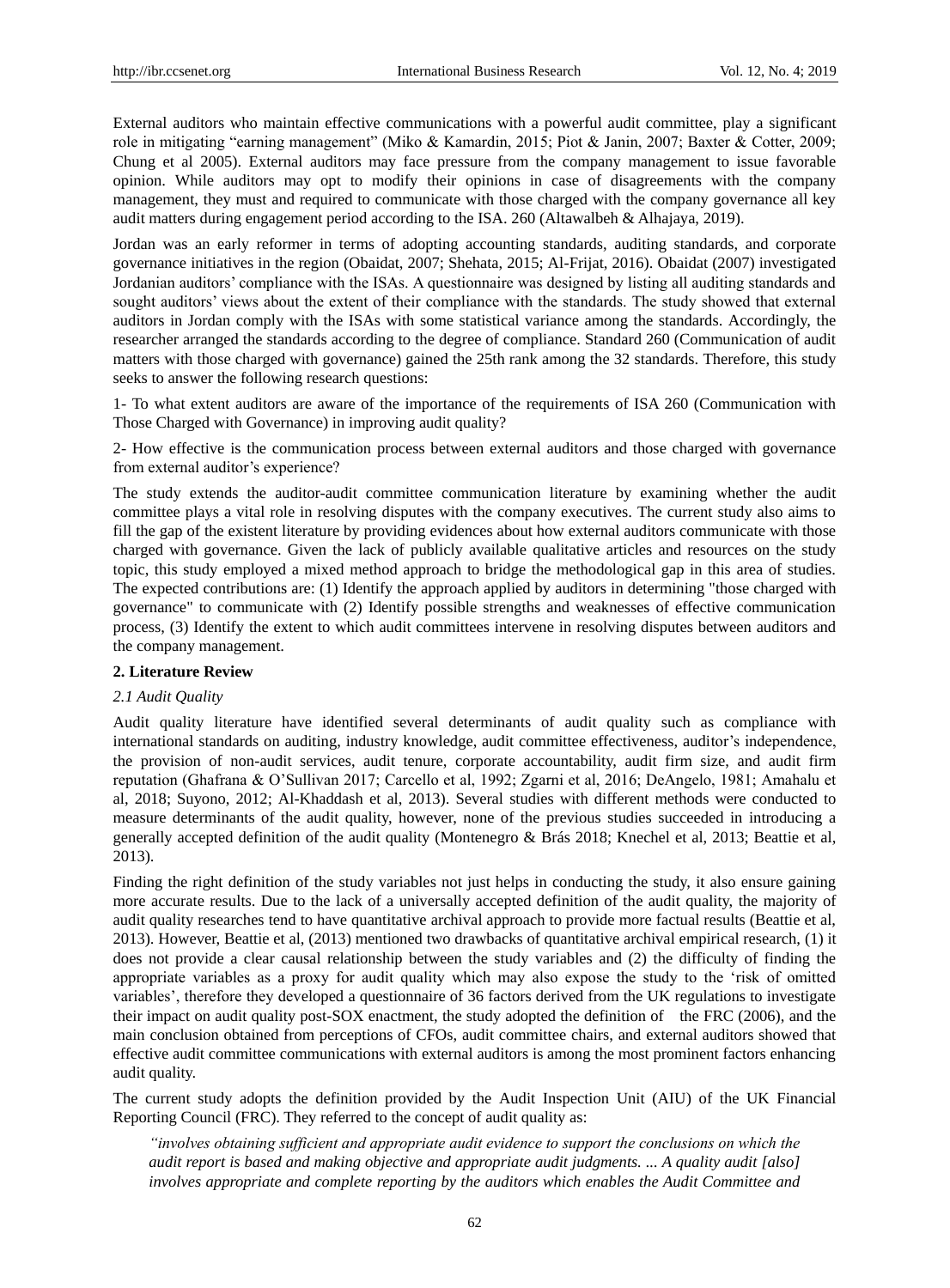External auditors who maintain effective communications with a powerful audit committee, play a significant role in mitigating "earning management" (Miko & Kamardin, 2015; Piot & Janin, 2007; Baxter & Cotter, 2009; Chung et al 2005). External auditors may face pressure from the company management to issue favorable opinion. While auditors may opt to modify their opinions in case of disagreements with the company management, they must and required to communicate with those charged with the company governance all key audit matters during engagement period according to the ISA. 260 (Altawalbeh & Alhajaya, 2019).

Jordan was an early reformer in terms of adopting accounting standards, auditing standards, and corporate governance initiatives in the region (Obaidat, 2007; Shehata, 2015; Al-Frijat, 2016). Obaidat (2007) investigated Jordanian auditors' compliance with the ISAs. A questionnaire was designed by listing all auditing standards and sought auditors' views about the extent of their compliance with the standards. The study showed that external auditors in Jordan comply with the ISAs with some statistical variance among the standards. Accordingly, the researcher arranged the standards according to the degree of compliance. Standard 260 (Communication of audit matters with those charged with governance) gained the 25th rank among the 32 standards. Therefore, this study seeks to answer the following research questions:

1- To what extent auditors are aware of the importance of the requirements of ISA 260 (Communication with Those Charged with Governance) in improving audit quality?

2- How effective is the communication process between external auditors and those charged with governance from external auditor's experience?

The study extends the auditor-audit committee communication literature by examining whether the audit committee plays a vital role in resolving disputes with the company executives. The current study also aims to fill the gap of the existent literature by providing evidences about how external auditors communicate with those charged with governance. Given the lack of publicly available qualitative articles and resources on the study topic, this study employed a mixed method approach to bridge the methodological gap in this area of studies. The expected contributions are: (1) Identify the approach applied by auditors in determining "those charged with governance" to communicate with (2) Identify possible strengths and weaknesses of effective communication process, (3) Identify the extent to which audit committees intervene in resolving disputes between auditors and the company management.

## 2. Literature Review

### *2.1 Audit Quality*

Audit quality literature have identified several determinants of audit quality such as compliance with international standards on auditing, industry knowledge, audit committee effectiveness, auditor's independence, the provision of non-audit services, audit tenure, corporate accountability, audit firm size, and audit firm reputation (Ghafrana & O'Sullivan 2017; Carcello et al, 1992; Zgarni et al, 2016; DeAngelo, 1981; Amahalu et al, 2018; Suyono, 2012; Al-Khaddash et al, 2013). Several studies with different methods were conducted to measure determinants of the audit quality, however, none of the previous studies succeeded in introducing a generally accepted definition of the audit quality (Montenegro & Brás 2018; Knechel et al, 2013; Beattie et al, 2013).

Finding the right definition of the study variables not just helps in conducting the study, it also ensure gaining more accurate results. Due to the lack of a universally accepted definition of the audit quality, the majority of audit quality researches tend to have quantitative archival approach to provide more factual results (Beattie et al, 2013). However, Beattie et al, (2013) mentioned two drawbacks of quantitative archival empirical research, (1) it does not provide a clear causal relationship between the study variables and (2) the difficulty of finding the appropriate variables as a proxy for audit quality which may also expose the study to the 'risk of omitted variables', therefore they developed a questionnaire of 36 factors derived from the UK regulations to investigate their impact on audit quality post-SOX enactment, the study adopted the definition of the FRC (2006), and the main conclusion obtained from perceptions of CFOs, audit committee chairs, and external auditors showed that effective audit committee communications with external auditors is among the most prominent factors enhancing audit quality.

The current study adopts the definition provided by the Audit Inspection Unit (AIU) of the UK Financial Reporting Council (FRC). They referred to the concept of audit quality as:

> *"involves obtaining sufficient and appropriate audit evidence to support the conclusions on which the audit report is based and making objective and appropriate audit judgments. ... A quality audit [also] involves appropriate and complete reporting by the auditors which enables the Audit Committee and*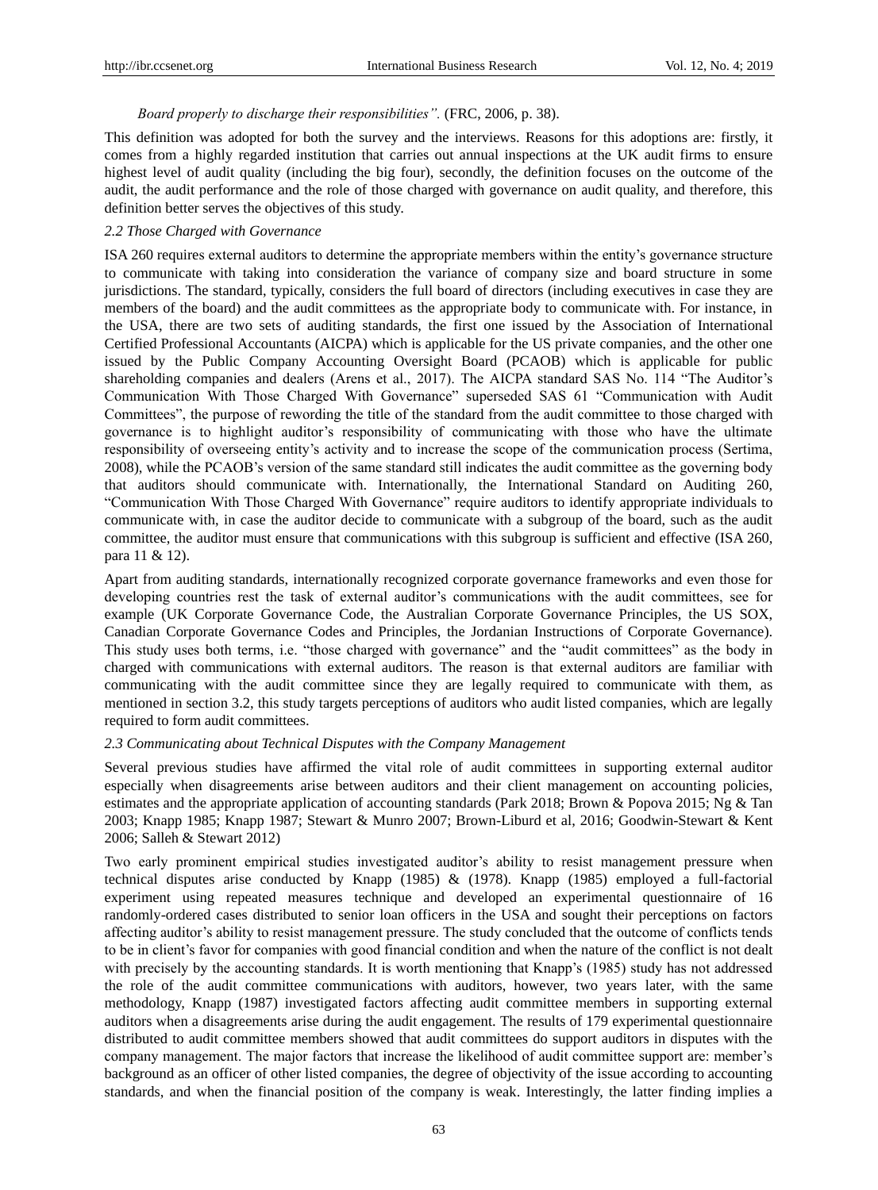*Board properly to discharge their responsibilities".* (FRC, 2006, p. 38).

This definition was adopted for both the survey and the interviews. Reasons for this adoptions are: firstly, it comes from a highly regarded institution that carries out annual inspections at the UK audit firms to ensure highest level of audit quality (including the big four), secondly, the definition focuses on the outcome of the audit, the audit performance and the role of those charged with governance on audit quality, and therefore, this definition better serves the objectives of this study.

### *2.2 Those Charged with Governance*

ISA 260 requires external auditors to determine the appropriate members within the entity's governance structure to communicate with taking into consideration the variance of company size and board structure in some jurisdictions. The standard, typically, considers the full board of directors (including executives in case they are members of the board) and the audit committees as the appropriate body to communicate with. For instance, in the USA, there are two sets of auditing standards, the first one issued by the Association of International Certified Professional Accountants (AICPA) which is applicable for the US private companies, and the other one issued by the Public Company Accounting Oversight Board (PCAOB) which is applicable for public shareholding companies and dealers (Arens et al., 2017). The AICPA standard SAS No. 114 "The Auditor's Communication With Those Charged With Governance" superseded SAS 61 "Communication with Audit Committees", the purpose of rewording the title of the standard from the audit committee to those charged with governance is to highlight auditor's responsibility of communicating with those who have the ultimate responsibility of overseeing entity's activity and to increase the scope of the communication process (Sertima, 2008), while the PCAOB's version of the same standard still indicates the audit committee as the governing body that auditors should communicate with. Internationally, the International Standard on Auditing 260, "Communication With Those Charged With Governance" require auditors to identify appropriate individuals to communicate with, in case the auditor decide to communicate with a subgroup of the board, such as the audit committee, the auditor must ensure that communications with this subgroup is sufficient and effective (ISA 260, para 11 & 12).

Apart from auditing standards, internationally recognized corporate governance frameworks and even those for developing countries rest the task of external auditor's communications with the audit committees, see for example (UK Corporate Governance Code, the Australian Corporate Governance Principles, the US SOX, Canadian Corporate Governance Codes and Principles, the Jordanian Instructions of Corporate Governance). This study uses both terms, i.e. "those charged with governance" and the "audit committees" as the body in charged with communications with external auditors. The reason is that external auditors are familiar with communicating with the audit committee since they are legally required to communicate with them, as mentioned in section 3.2, this study targets perceptions of auditors who audit listed companies, which are legally required to form audit committees.

### *2.3 Communicating about Technical Disputes with the Company Management*

Several previous studies have affirmed the vital role of audit committees in supporting external auditor especially when disagreements arise between auditors and their client management on accounting policies, estimates and the appropriate application of accounting standards (Park 2018; Brown & Popova 2015; Ng & Tan 2003; Knapp 1985; Knapp 1987; Stewart & Munro 2007; Brown-Liburd et al, 2016; Goodwin-Stewart & Kent 2006; Salleh & Stewart 2012)

Two early prominent empirical studies investigated auditor's ability to resist management pressure when technical disputes arise conducted by Knapp (1985) & (1978). Knapp (1985) employed a full-factorial experiment using repeated measures technique and developed an experimental questionnaire of 16 randomly-ordered cases distributed to senior loan officers in the USA and sought their perceptions on factors affecting auditor's ability to resist management pressure. The study concluded that the outcome of conflicts tends to be in client's favor for companies with good financial condition and when the nature of the conflict is not dealt with precisely by the accounting standards. It is worth mentioning that Knapp's (1985) study has not addressed the role of the audit committee communications with auditors, however, two years later, with the same methodology, Knapp (1987) investigated factors affecting audit committee members in supporting external auditors when a disagreements arise during the audit engagement. The results of 179 experimental questionnaire distributed to audit committee members showed that audit committees do support auditors in disputes with the company management. The major factors that increase the likelihood of audit committee support are: member's background as an officer of other listed companies, the degree of objectivity of the issue according to accounting standards, and when the financial position of the company is weak. Interestingly, the latter finding implies a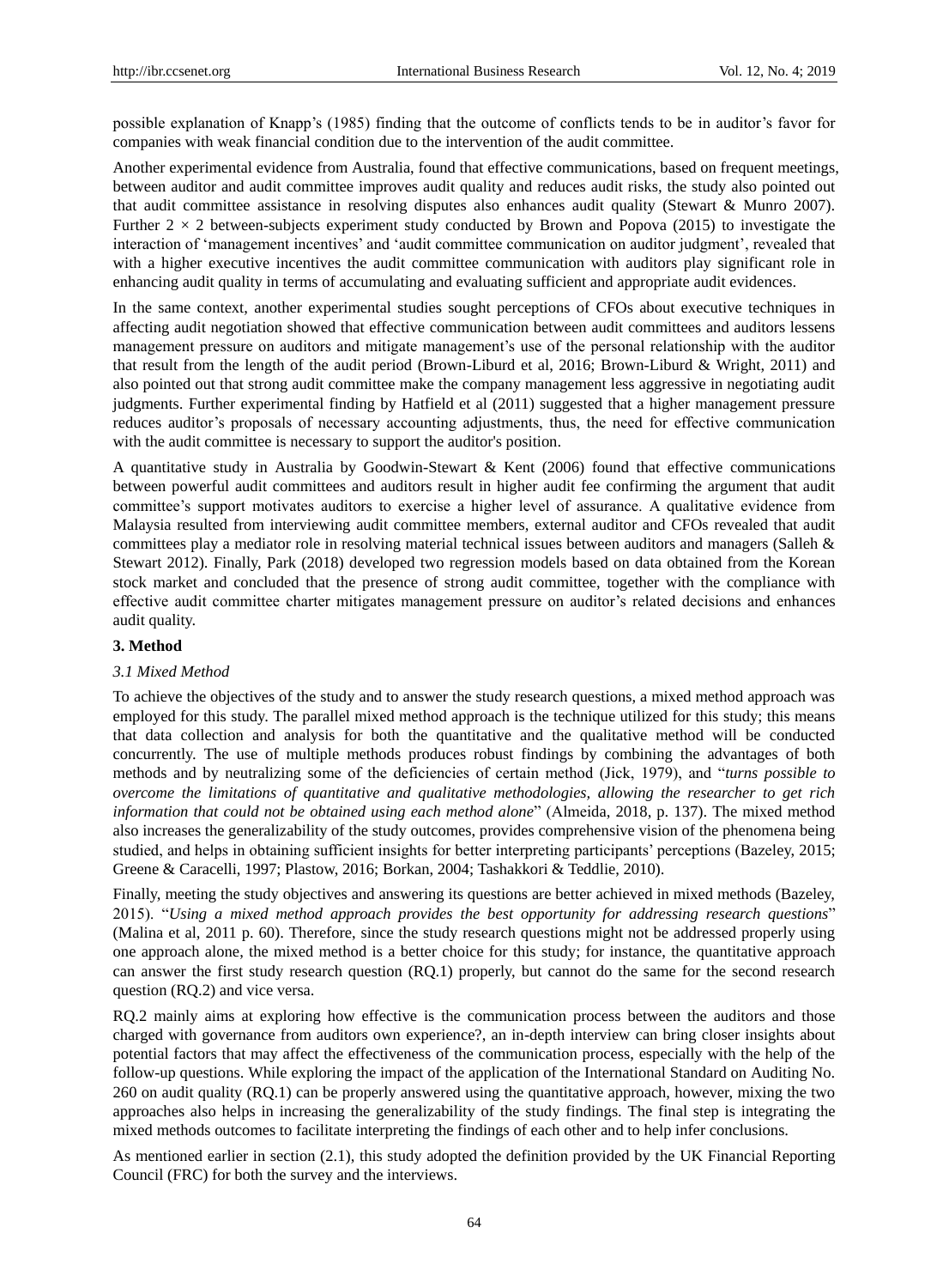possible explanation of Knapp's (1985) finding that the outcome of conflicts tends to be in auditor's favor for companies with weak financial condition due to the intervention of the audit committee.

Another experimental evidence from Australia, found that effective communications, based on frequent meetings, between auditor and audit committee improves audit quality and reduces audit risks, the study also pointed out that audit committee assistance in resolving disputes also enhances audit quality (Stewart & Munro 2007). Further $2 \times 2$ between-subjects experiment study conducted by Brown and Popova (2015) to investigate the interaction of 'management incentives' and 'audit committee communication on auditor judgment', revealed that with a higher executive incentives the audit committee communication with auditors play significant role in enhancing audit quality in terms of accumulating and evaluating sufficient and appropriate audit evidences.

In the same context, another experimental studies sought perceptions of CFOs about executive techniques in affecting audit negotiation showed that effective communication between audit committees and auditors lessens management pressure on auditors and mitigate management's use of the personal relationship with the auditor that result from the length of the audit period (Brown-Liburd et al, 2016; Brown-Liburd & Wright, 2011) and also pointed out that strong audit committee make the company management less aggressive in negotiating audit judgments. Further experimental finding by Hatfield et al (2011) suggested that a higher management pressure reduces auditor's proposals of necessary accounting adjustments, thus, the need for effective communication with the audit committee is necessary to support the auditor's position.

A quantitative study in Australia by Goodwin-Stewart & Kent (2006) found that effective communications between powerful audit committees and auditors result in higher audit fee confirming the argument that audit committee's support motivates auditors to exercise a higher level of assurance. A qualitative evidence from Malaysia resulted from interviewing audit committee members, external auditor and CFOs revealed that audit committees play a mediator role in resolving material technical issues between auditors and managers (Salleh & Stewart 2012). Finally, Park (2018) developed two regression models based on data obtained from the Korean stock market and concluded that the presence of strong audit committee, together with the compliance with effective audit committee charter mitigates management pressure on auditor's related decisions and enhances audit quality.

## 3. Method

### *3.1 Mixed Method*

To achieve the objectives of the study and to answer the study research questions, a mixed method approach was employed for this study. The parallel mixed method approach is the technique utilized for this study; this means that data collection and analysis for both the quantitative and the qualitative method will be conducted concurrently. The use of multiple methods produces robust findings by combining the advantages of both methods and by neutralizing some of the deficiencies of certain method (Jick, 1979), and "*turns possible to overcome the limitations of quantitative and qualitative methodologies, allowing the researcher to get rich information that could not be obtained using each method alone*" (Almeida, 2018, p. 137). The mixed method also increases the generalizability of the study outcomes, provides comprehensive vision of the phenomena being studied, and helps in obtaining sufficient insights for better interpreting participants' perceptions (Bazeley, 2015; Greene & Caracelli, 1997; Plastow, 2016; Borkan, 2004; Tashakkori & Teddlie, 2010).

Finally, meeting the study objectives and answering its questions are better achieved in mixed methods (Bazeley, 2015). "*Using a mixed method approach provides the best opportunity for addressing research questions*" (Malina et al, 2011 p. 60). Therefore, since the study research questions might not be addressed properly using one approach alone, the mixed method is a better choice for this study; for instance, the quantitative approach can answer the first study research question (RQ.1) properly, but cannot do the same for the second research question (RQ.2) and vice versa.

RQ.2 mainly aims at exploring how effective is the communication process between the auditors and those charged with governance from auditors own experience?, an in-depth interview can bring closer insights about potential factors that may affect the effectiveness of the communication process, especially with the help of the follow-up questions. While exploring the impact of the application of the International Standard on Auditing No. 260 on audit quality (RQ.1) can be properly answered using the quantitative approach, however, mixing the two approaches also helps in increasing the generalizability of the study findings. The final step is integrating the mixed methods outcomes to facilitate interpreting the findings of each other and to help infer conclusions.

As mentioned earlier in section (2.1), this study adopted the definition provided by the UK Financial Reporting Council (FRC) for both the survey and the interviews.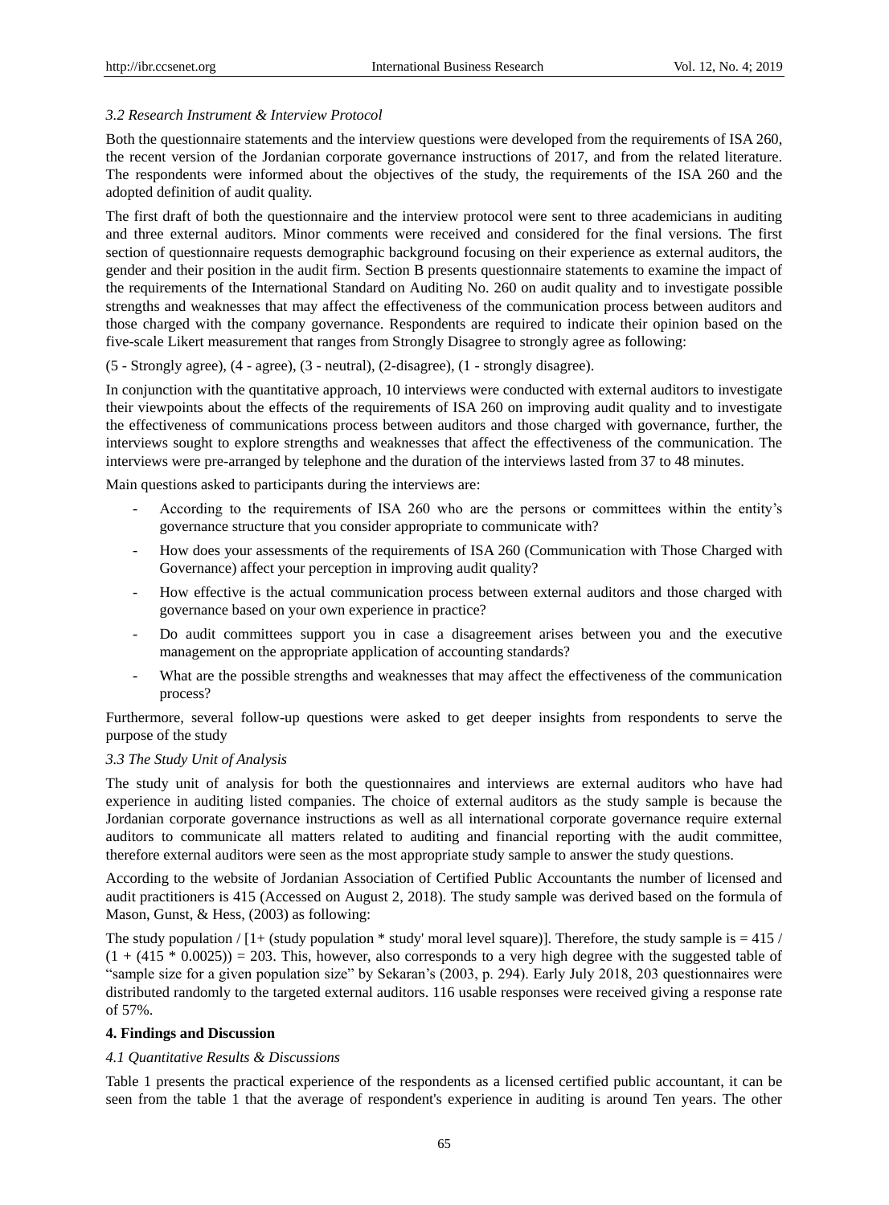### *3.2 Research Instrument & Interview Protocol*

Both the questionnaire statements and the interview questions were developed from the requirements of ISA 260, the recent version of the Jordanian corporate governance instructions of 2017, and from the related literature. The respondents were informed about the objectives of the study, the requirements of the ISA 260 and the adopted definition of audit quality.

The first draft of both the questionnaire and the interview protocol were sent to three academicians in auditing and three external auditors. Minor comments were received and considered for the final versions. The first section of questionnaire requests demographic background focusing on their experience as external auditors, the gender and their position in the audit firm. Section B presents questionnaire statements to examine the impact of the requirements of the International Standard on Auditing No. 260 on audit quality and to investigate possible strengths and weaknesses that may affect the effectiveness of the communication process between auditors and those charged with the company governance. Respondents are required to indicate their opinion based on the five-scale Likert measurement that ranges from Strongly Disagree to strongly agree as following:

(5 - Strongly agree), (4 - agree), (3 - neutral), (2-disagree), (1 - strongly disagree).

In conjunction with the quantitative approach, 10 interviews were conducted with external auditors to investigate their viewpoints about the effects of the requirements of ISA 260 on improving audit quality and to investigate the effectiveness of communications process between auditors and those charged with governance, further, the interviews sought to explore strengths and weaknesses that affect the effectiveness of the communication. The interviews were pre-arranged by telephone and the duration of the interviews lasted from 37 to 48 minutes.

Main questions asked to participants during the interviews are:

- According to the requirements of ISA 260 who are the persons or committees within the entity's governance structure that you consider appropriate to communicate with?
- How does your assessments of the requirements of ISA 260 (Communication with Those Charged with Governance) affect your perception in improving audit quality?
- How effective is the actual communication process between external auditors and those charged with governance based on your own experience in practice?
- Do audit committees support you in case a disagreement arises between you and the executive management on the appropriate application of accounting standards?
- What are the possible strengths and weaknesses that may affect the effectiveness of the communication process?

Furthermore, several follow-up questions were asked to get deeper insights from respondents to serve the purpose of the study

### *3.3 The Study Unit of Analysis*

The study unit of analysis for both the questionnaires and interviews are external auditors who have had experience in auditing listed companies. The choice of external auditors as the study sample is because the Jordanian corporate governance instructions as well as all international corporate governance require external auditors to communicate all matters related to auditing and financial reporting with the audit committee, therefore external auditors were seen as the most appropriate study sample to answer the study questions.

According to the website of Jordanian Association of Certified Public Accountants the number of licensed and audit practitioners is 415 (Accessed on August 2, 2018). The study sample was derived based on the formula of Mason, Gunst, & Hess, (2003) as following:

The study population / [1+ (study population * study' moral level square)]. Therefore, the study sample is = 415 / (1 + (415 * 0.0025)) = 203. This, however, also corresponds to a very high degree with the suggested table of "sample size for a given population size" by Sekaran's (2003, p. 294). Early July 2018, 203 questionnaires were distributed randomly to the targeted external auditors. 116 usable responses were received giving a response rate of 57%.

## **4. Findings and Discussion**

### *4.1 Quantitative Results & Discussions*

Table 1 presents the practical experience of the respondents as a licensed certified public accountant, it can be seen from the table 1 that the average of respondent's experience in auditing is around Ten years. The other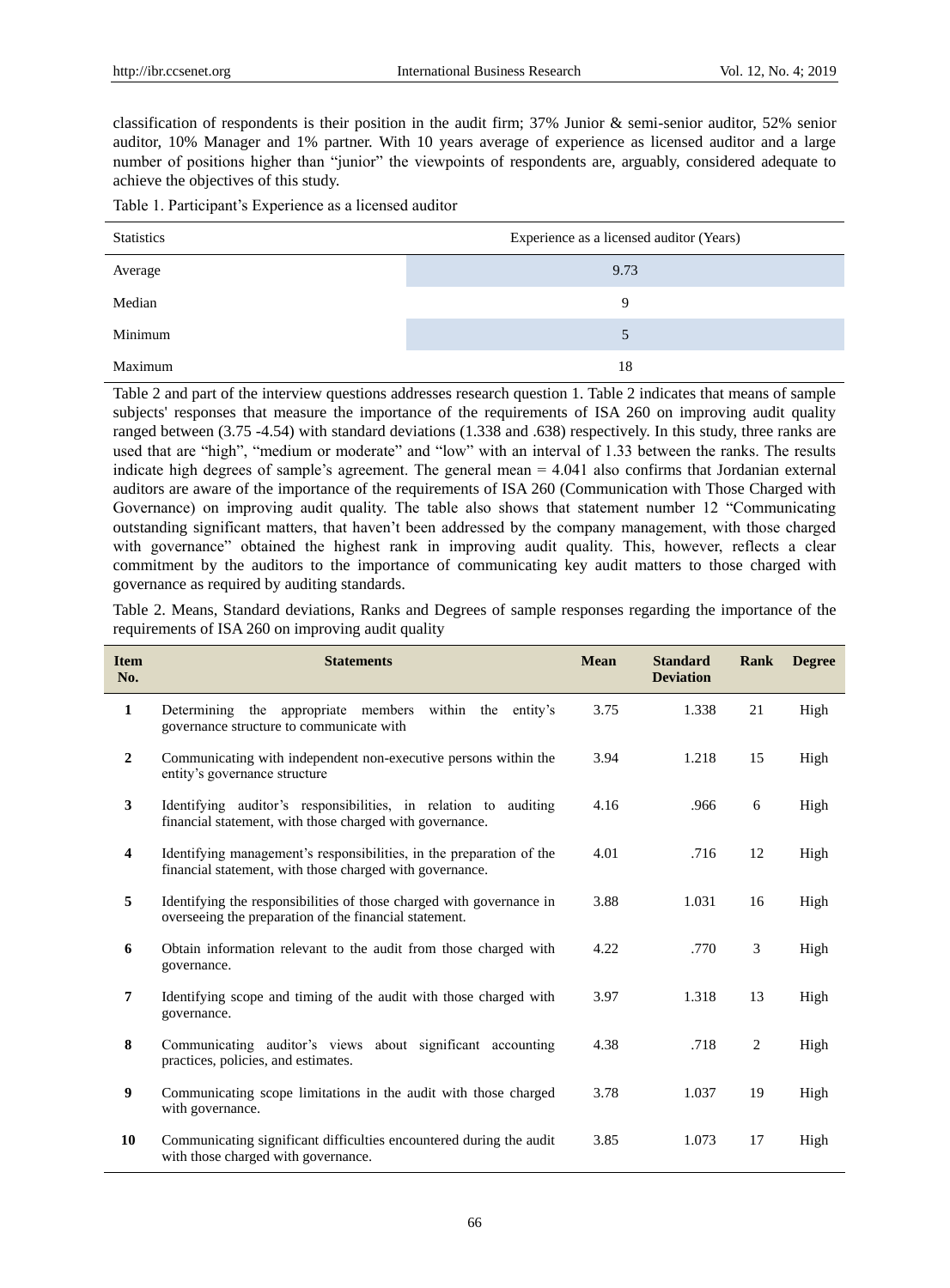classification of respondents is their position in the audit firm; 37% Junior & semi-senior auditor, 52% senior auditor, 10% Manager and 1% partner. With 10 years average of experience as licensed auditor and a large number of positions higher than "junior" the viewpoints of respondents are, arguably, considered adequate to achieve the objectives of this study.

Table 1. Participant's Experience as a licensed auditor

| Statistics | Experience as a licensed auditor (Years) |
|---|---|
| Average | 9.73 |
| Median | 9 |
| Minimum | 5 |
| Maximum | 18 |

Table 2 and part of the interview questions addresses research question 1. Table 2 indicates that means of sample subjects' responses that measure the importance of the requirements of ISA 260 on improving audit quality ranged between (3.75 -4.54) with standard deviations (1.338 and .638) respectively. In this study, three ranks are used that are "high", "medium or moderate" and "low" with an interval of 1.33 between the ranks. The results indicate high degrees of sample's agreement. The general mean = 4.041 also confirms that Jordanian external auditors are aware of the importance of the requirements of ISA 260 (Communication with Those Charged with Governance) on improving audit quality. The table also shows that statement number 12 "Communicating outstanding significant matters, that haven't been addressed by the company management, with those charged with governance" obtained the highest rank in improving audit quality. This, however, reflects a clear commitment by the auditors to the importance of communicating key audit matters to those charged with governance as required by auditing standards.

Table 2. Means, Standard deviations, Ranks and Degrees of sample responses regarding the importance of the requirements of ISA 260 on improving audit quality

| Item No. | Statements | Mean | Standard Deviation | Rank | Degree |
|---|---|---|---|---|---|
| 1 | Determining the appropriate members within the entity's governance structure to communicate with | 3.75 | 1.338 | 21 | High |
| 2 | Communicating with independent non-executive persons within the entity's governance structure | 3.94 | 1.218 | 15 | High |
| 3 | Identifying auditor's responsibilities, in relation to auditing financial statement, with those charged with governance. | 4.16 | .966 | 6 | High |
| 4 | Identifying management's responsibilities, in the preparation of the financial statement, with those charged with governance. | 4.01 | .716 | 12 | High |
| 5 | Identifying the responsibilities of those charged with governance in overseeing the preparation of the financial statement. | 3.88 | 1.031 | 16 | High |
| 6 | Obtain information relevant to the audit from those charged with governance. | 4.22 | .770 | 3 | High |
| 7 | Identifying scope and timing of the audit with those charged with governance. | 3.97 | 1.318 | 13 | High |
| 8 | Communicating auditor's views about significant accounting practices, policies, and estimates. | 4.38 | .718 | 2 | High |
| 9 | Communicating scope limitations in the audit with those charged with governance. | 3.78 | 1.037 | 19 | High |
| 10 | Communicating significant difficulties encountered during the audit with those charged with governance. | 3.85 | 1.073 | 17 | High |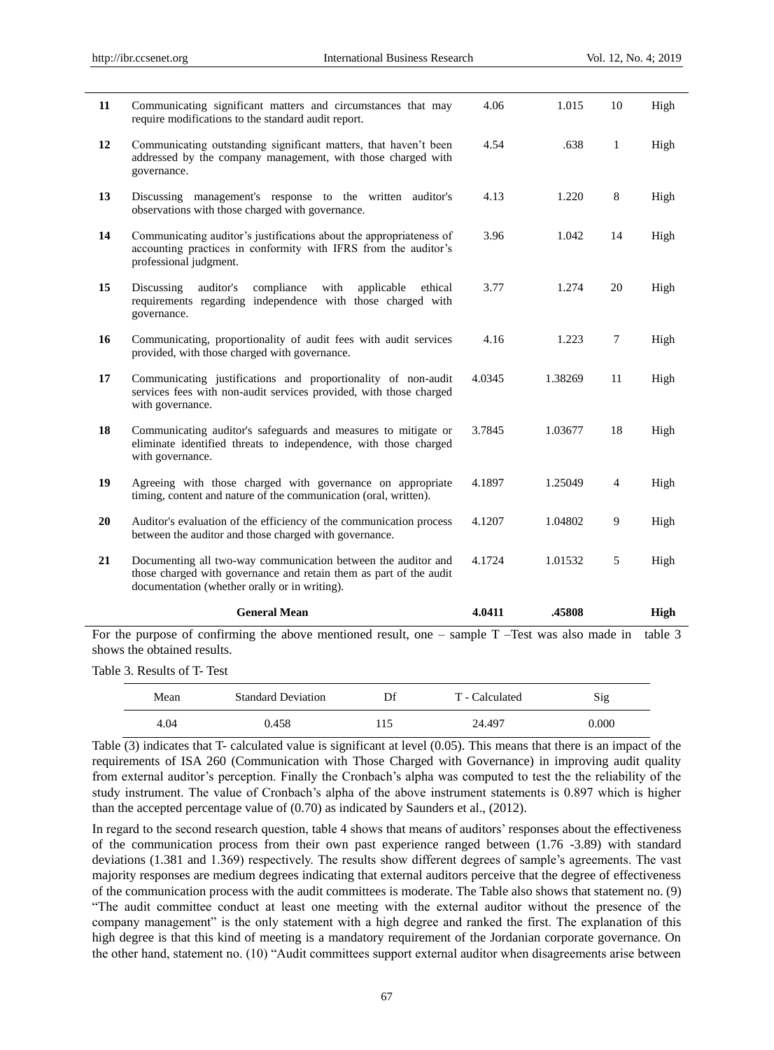| | | | | | |
|---|---|---|---|---|---|
| **11** | Communicating significant matters and circumstances that may require modifications to the standard audit report. | 4.06 | 1.015 | 10 | High |
| **12** | Communicating outstanding significant matters, that haven't been addressed by the company management, with those charged with governance. | 4.54 | .638 | 1 | High |
| **13** | Discussing management's response to the written auditor's observations with those charged with governance. | 4.13 | 1.220 | 8 | High |
| **14** | Communicating auditor's justifications about the appropriateness of accounting practices in conformity with IFRS from the auditor's professional judgment. | 3.96 | 1.042 | 14 | High |
| **15** | Discussing auditor's compliance with applicable ethical requirements regarding independence with those charged with governance. | 3.77 | 1.274 | 20 | High |
| **16** | Communicating, proportionality of audit fees with audit services provided, with those charged with governance. | 4.16 | 1.223 | 7 | High |
| **17** | Communicating justifications and proportionality of non-audit services fees with non-audit services provided, with those charged with governance. | 4.0345 | 1.38269 | 11 | High |
| **18** | Communicating auditor's safeguards and measures to mitigate or eliminate identified threats to independence, with those charged with governance. | 3.7845 | 1.03677 | 18 | High |
| **19** | Agreeing with those charged with governance on appropriate timing, content and nature of the communication (oral, written). | 4.1897 | 1.25049 | 4 | High |
| **20** | Auditor's evaluation of the efficiency of the communication process between the auditor and those charged with governance. | 4.1207 | 1.04802 | 9 | High |
| **21** | Documenting all two-way communication between the auditor and those charged with governance and retain them as part of the audit documentation (whether orally or in writing). | 4.1724 | 1.01532 | 5 | High |
| | **General Mean** | **4.0411** | **.45808** | | **High** |

For the purpose of confirming the above mentioned result, one – sample T –Test was also made in table 3 shows the obtained results.

Table 3. Results of T- Test

| Mean | Standard Deviation | Df | T - Calculated | Sig |
|---|---|---|---|---|
| 4.04 | 0.458 | 115 | 24.497 | 0.000 |

Table (3) indicates that T- calculated value is significant at level (0.05). This means that there is an impact of the requirements of ISA 260 (Communication with Those Charged with Governance) in improving audit quality from external auditor's perception. Finally the Cronbach's alpha was computed to test the the reliability of the study instrument. The value of Cronbach's alpha of the above instrument statements is 0.897 which is higher than the accepted percentage value of (0.70) as indicated by Saunders et al., (2012).

In regard to the second research question, table 4 shows that means of auditors' responses about the effectiveness of the communication process from their own past experience ranged between (1.76 -3.89) with standard deviations (1.381 and 1.369) respectively. The results show different degrees of sample's agreements. The vast majority responses are medium degrees indicating that external auditors perceive that the degree of effectiveness of the communication process with the audit committees is moderate. The Table also shows that statement no. (9) "The audit committee conduct at least one meeting with the external auditor without the presence of the company management" is the only statement with a high degree and ranked the first. The explanation of this high degree is that this kind of meeting is a mandatory requirement of the Jordanian corporate governance. On the other hand, statement no. (10) "Audit committees support external auditor when disagreements arise between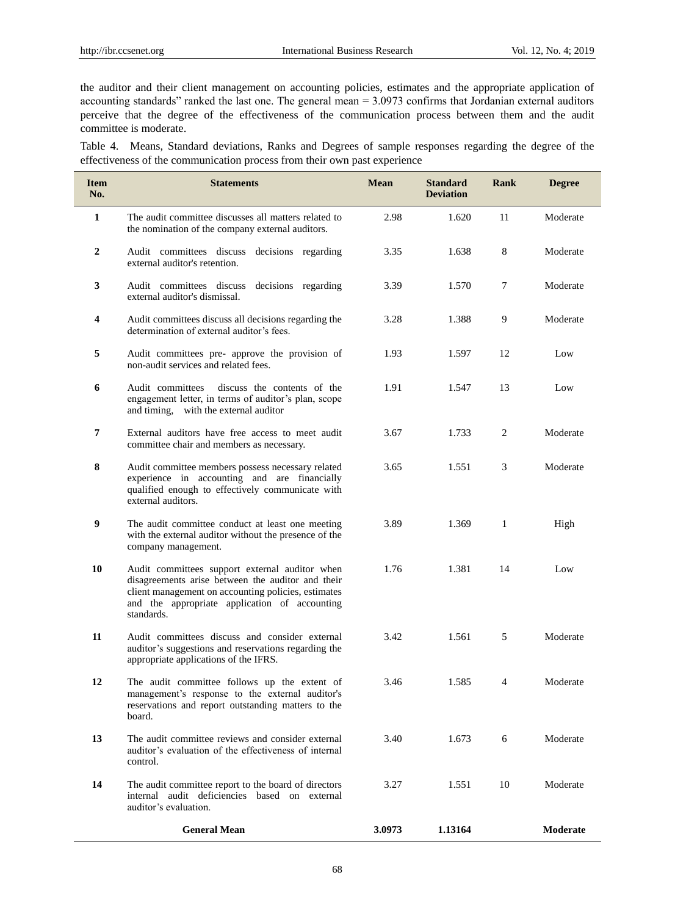the auditor and their client management on accounting policies, estimates and the appropriate application of accounting standards" ranked the last one. The general mean = 3.0973 confirms that Jordanian external auditors perceive that the degree of the effectiveness of the communication process between them and the audit committee is moderate.

Table 4. Means, Standard deviations, Ranks and Degrees of sample responses regarding the degree of the effectiveness of the communication process from their own past experience

| Item No. | Statements | Mean | Standard Deviation | Rank | Degree |
|---|---|---|---|---|---|
| 1 | The audit committee discusses all matters related to the nomination of the company external auditors. | 2.98 | 1.620 | 11 | Moderate |
| 2 | Audit committees discuss decisions regarding external auditor's retention. | 3.35 | 1.638 | 8 | Moderate |
| 3 | Audit committees discuss decisions regarding external auditor's dismissal. | 3.39 | 1.570 | 7 | Moderate |
| 4 | Audit committees discuss all decisions regarding the determination of external auditor's fees. | 3.28 | 1.388 | 9 | Moderate |
| 5 | Audit committees pre- approve the provision of non-audit services and related fees. | 1.93 | 1.597 | 12 | Low |
| 6 | Audit committees discuss the contents of the engagement letter, in terms of auditor's plan, scope and timing, with the external auditor | 1.91 | 1.547 | 13 | Low |
| 7 | External auditors have free access to meet audit committee chair and members as necessary. | 3.67 | 1.733 | 2 | Moderate |
| 8 | Audit committee members possess necessary related experience in accounting and are financially qualified enough to effectively communicate with external auditors. | 3.65 | 1.551 | 3 | Moderate |
| 9 | The audit committee conduct at least one meeting with the external auditor without the presence of the company management. | 3.89 | 1.369 | 1 | High |
| 10 | Audit committees support external auditor when disagreements arise between the auditor and their client management on accounting policies, estimates and the appropriate application of accounting standards. | 1.76 | 1.381 | 14 | Low |
| 11 | Audit committees discuss and consider external auditor's suggestions and reservations regarding the appropriate applications of the IFRS. | 3.42 | 1.561 | 5 | Moderate |
| 12 | The audit committee follows up the extent of management's response to the external auditor's reservations and report outstanding matters to the board. | 3.46 | 1.585 | 4 | Moderate |
| 13 | The audit committee reviews and consider external auditor's evaluation of the effectiveness of internal control. | 3.40 | 1.673 | 6 | Moderate |
| 14 | The audit committee report to the board of directors internal audit deficiencies based on external auditor's evaluation. | 3.27 | 1.551 | 10 | Moderate |
| | **General Mean** | **3.0973** | **1.13164** | | **Moderate** |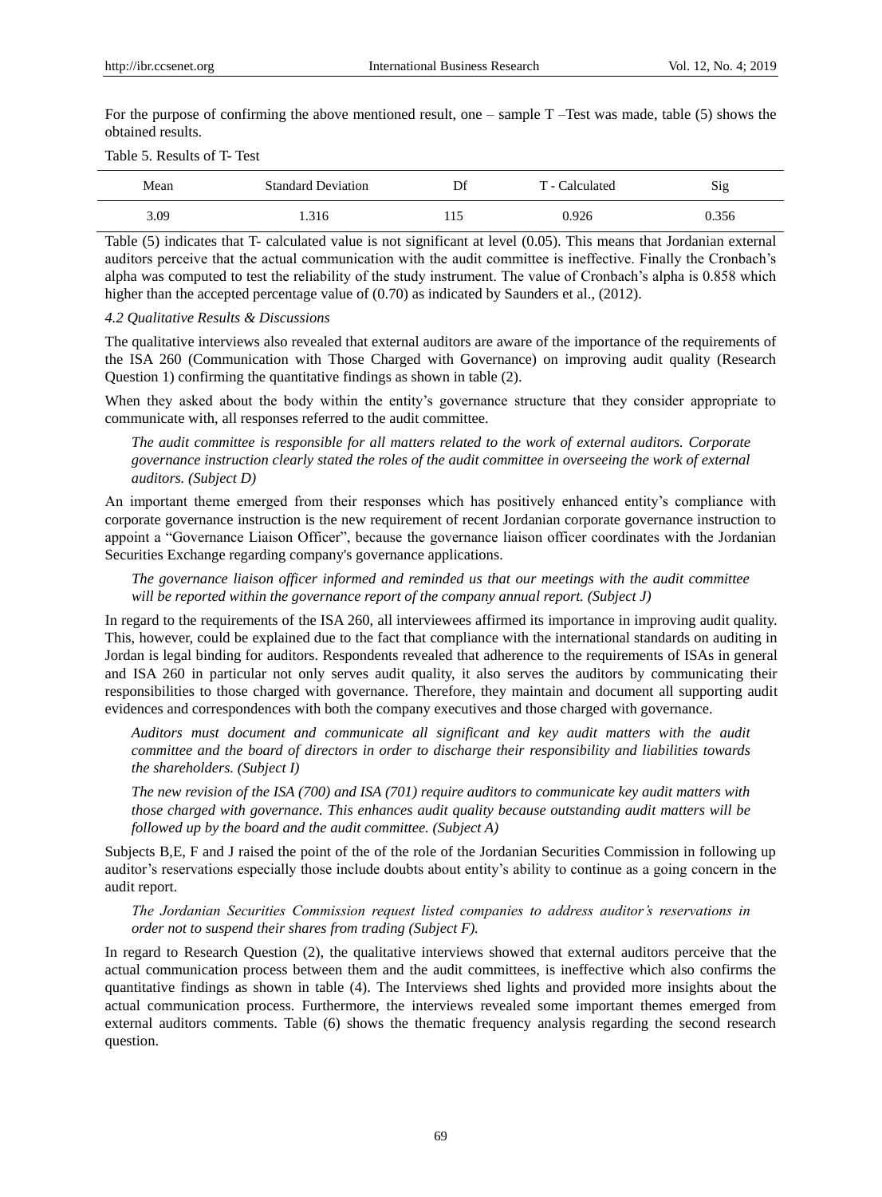For the purpose of confirming the above mentioned result, one – sample T –Test was made, table (5) shows the obtained results.

Table 5. Results of T- Test

| Mean | Standard Deviation | Df | T - Calculated | Sig |
|---|---|---|---|---|
| 3.09 | 1.316 | 115 | 0.926 | 0.356 |

Table (5) indicates that T- calculated value is not significant at level (0.05). This means that Jordanian external auditors perceive that the actual communication with the audit committee is ineffective. Finally the Cronbach's alpha was computed to test the reliability of the study instrument. The value of Cronbach's alpha is 0.858 which higher than the accepted percentage value of (0.70) as indicated by Saunders et al., (2012).

### *4.2 Qualitative Results & Discussions*

The qualitative interviews also revealed that external auditors are aware of the importance of the requirements of the ISA 260 (Communication with Those Charged with Governance) on improving audit quality (Research Question 1) confirming the quantitative findings as shown in table (2).

When they asked about the body within the entity's governance structure that they consider appropriate to communicate with, all responses referred to the audit committee.

> *The audit committee is responsible for all matters related to the work of external auditors. Corporate governance instruction clearly stated the roles of the audit committee in overseeing the work of external auditors. (Subject D)*

An important theme emerged from their responses which has positively enhanced entity's compliance with corporate governance instruction is the new requirement of recent Jordanian corporate governance instruction to appoint a "Governance Liaison Officer", because the governance liaison officer coordinates with the Jordanian Securities Exchange regarding company's governance applications.

> *The governance liaison officer informed and reminded us that our meetings with the audit committee will be reported within the governance report of the company annual report. (Subject J)*

In regard to the requirements of the ISA 260, all interviewees affirmed its importance in improving audit quality. This, however, could be explained due to the fact that compliance with the international standards on auditing in Jordan is legal binding for auditors. Respondents revealed that adherence to the requirements of ISAs in general and ISA 260 in particular not only serves audit quality, it also serves the auditors by communicating their responsibilities to those charged with governance. Therefore, they maintain and document all supporting audit evidences and correspondences with both the company executives and those charged with governance.

> *Auditors must document and communicate all significant and key audit matters with the audit committee and the board of directors in order to discharge their responsibility and liabilities towards the shareholders. (Subject I)*

> *The new revision of the ISA (700) and ISA (701) require auditors to communicate key audit matters with those charged with governance. This enhances audit quality because outstanding audit matters will be followed up by the board and the audit committee. (Subject A)*

Subjects B,E, F and J raised the point of the of the role of the Jordanian Securities Commission in following up auditor's reservations especially those include doubts about entity's ability to continue as a going concern in the audit report.

> *The Jordanian Securities Commission request listed companies to address auditor's reservations in order not to suspend their shares from trading (Subject F).*

In regard to Research Question (2), the qualitative interviews showed that external auditors perceive that the actual communication process between them and the audit committees, is ineffective which also confirms the quantitative findings as shown in table (4). The Interviews shed lights and provided more insights about the actual communication process. Furthermore, the interviews revealed some important themes emerged from external auditors comments. Table (6) shows the thematic frequency analysis regarding the second research question.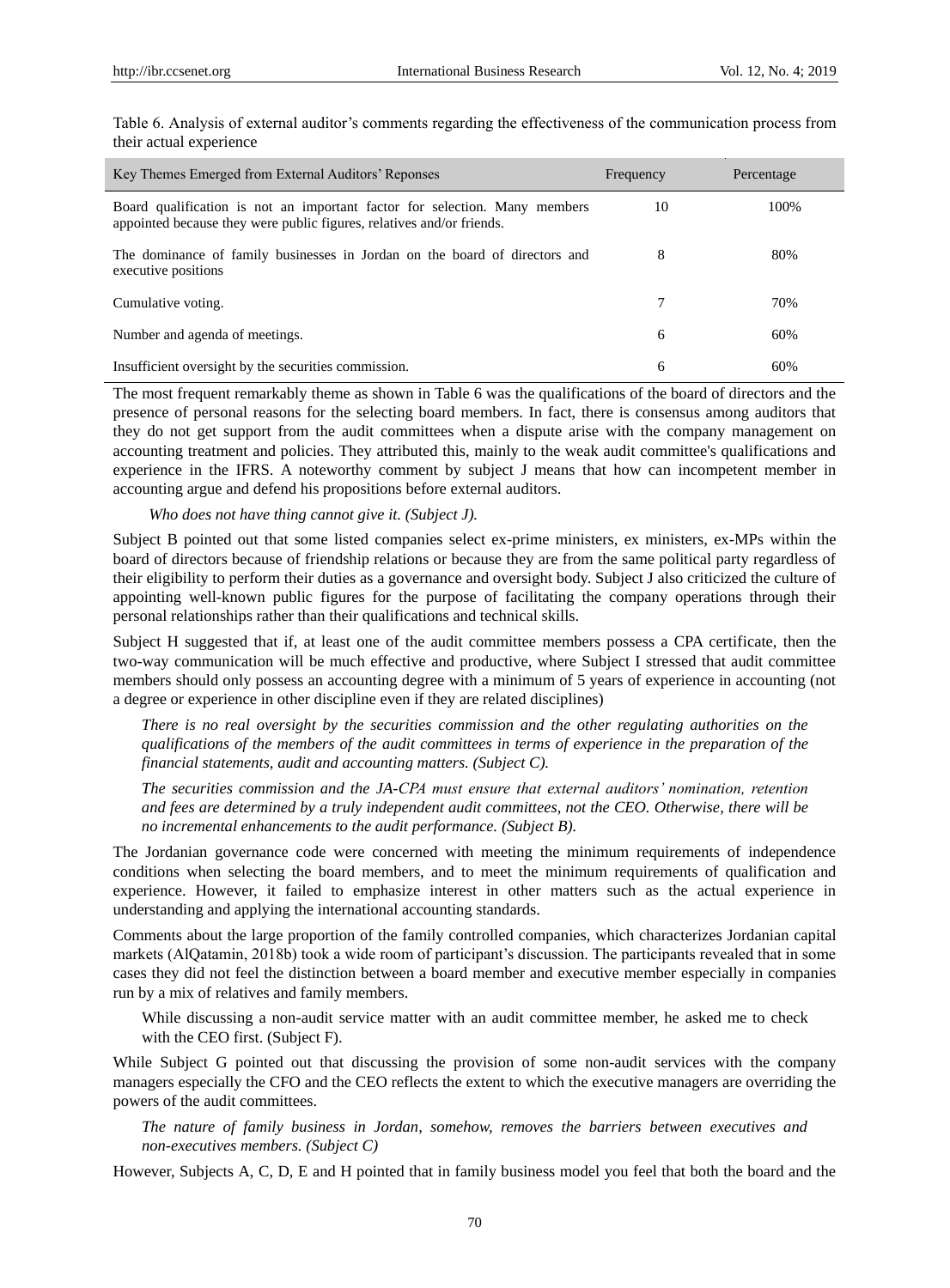Table 6. Analysis of external auditor's comments regarding the effectiveness of the communication process from their actual experience

| Key Themes Emerged from External Auditors' Reponses | Frequency | Percentage |
|---|---|---|
| Board qualification is not an important factor for selection. Many members appointed because they were public figures, relatives and/or friends. | 10 | 100% |
| The dominance of family businesses in Jordan on the board of directors and executive positions | 8 | 80% |
| Cumulative voting. | 7 | 70% |
| Number and agenda of meetings. | 6 | 60% |
| Insufficient oversight by the securities commission. | 6 | 60% |

The most frequent remarkably theme as shown in Table 6 was the qualifications of the board of directors and the presence of personal reasons for the selecting board members. In fact, there is consensus among auditors that they do not get support from the audit committees when a dispute arise with the company management on accounting treatment and policies. They attributed this, mainly to the weak audit committee's qualifications and experience in the IFRS. A noteworthy comment by subject J means that how can incompetent member in accounting argue and defend his propositions before external auditors.

> *Who does not have thing cannot give it. (Subject J).*

Subject B pointed out that some listed companies select ex-prime ministers, ex ministers, ex-MPs within the board of directors because of friendship relations or because they are from the same political party regardless of their eligibility to perform their duties as a governance and oversight body. Subject J also criticized the culture of appointing well-known public figures for the purpose of facilitating the company operations through their personal relationships rather than their qualifications and technical skills.

Subject H suggested that if, at least one of the audit committee members possess a CPA certificate, then the two-way communication will be much effective and productive, where Subject I stressed that audit committee members should only possess an accounting degree with a minimum of 5 years of experience in accounting (not a degree or experience in other discipline even if they are related disciplines)

> *There is no real oversight by the securities commission and the other regulating authorities on the qualifications of the members of the audit committees in terms of experience in the preparation of the financial statements, audit and accounting matters. (Subject C).*

> *The securities commission and the JA-CPA must ensure that external auditors' nomination, retention and fees are determined by a truly independent audit committees, not the CEO. Otherwise, there will be no incremental enhancements to the audit performance. (Subject B).*

The Jordanian governance code were concerned with meeting the minimum requirements of independence conditions when selecting the board members, and to meet the minimum requirements of qualification and experience. However, it failed to emphasize interest in other matters such as the actual experience in understanding and applying the international accounting standards.

Comments about the large proportion of the family controlled companies, which characterizes Jordanian capital markets (AlQatamin, 2018b) took a wide room of participant's discussion. The participants revealed that in some cases they did not feel the distinction between a board member and executive member especially in companies run by a mix of relatives and family members.

> While discussing a non-audit service matter with an audit committee member, he asked me to check with the CEO first. (Subject F).

While Subject G pointed out that discussing the provision of some non-audit services with the company managers especially the CFO and the CEO reflects the extent to which the executive managers are overriding the powers of the audit committees.

> *The nature of family business in Jordan, somehow, removes the barriers between executives and non-executives members. (Subject C)*

However, Subjects A, C, D, E and H pointed that in family business model you feel that both the board and the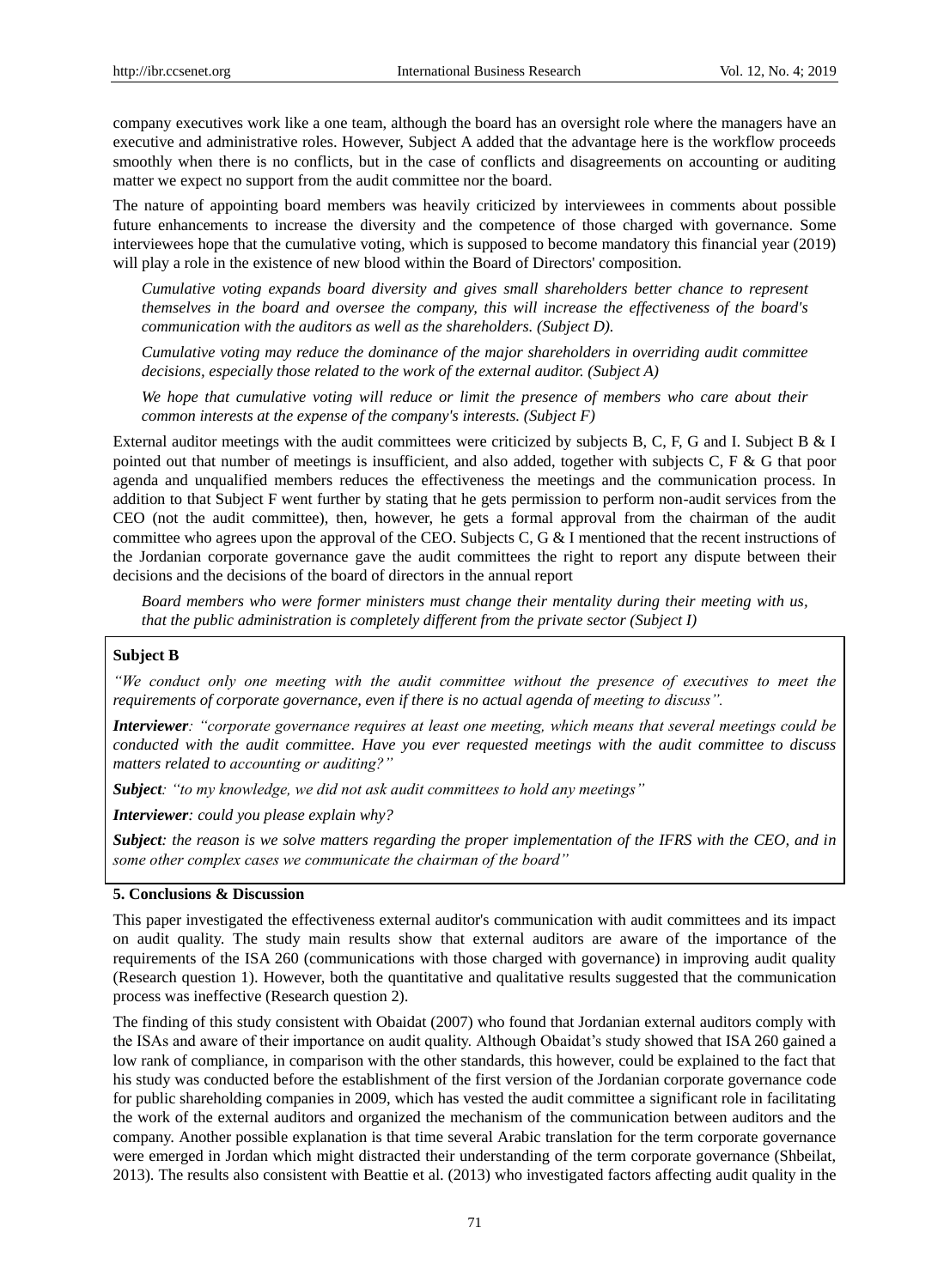company executives work like a one team, although the board has an oversight role where the managers have an executive and administrative roles. However, Subject A added that the advantage here is the workflow proceeds smoothly when there is no conflicts, but in the case of conflicts and disagreements on accounting or auditing matter we expect no support from the audit committee nor the board.

The nature of appointing board members was heavily criticized by interviewees in comments about possible future enhancements to increase the diversity and the competence of those charged with governance. Some interviewees hope that the cumulative voting, which is supposed to become mandatory this financial year (2019) will play a role in the existence of new blood within the Board of Directors' composition.

> *Cumulative voting expands board diversity and gives small shareholders better chance to represent themselves in the board and oversee the company, this will increase the effectiveness of the board's communication with the auditors as well as the shareholders. (Subject D).*
>
> *Cumulative voting may reduce the dominance of the major shareholders in overriding audit committee decisions, especially those related to the work of the external auditor. (Subject A)*
>
> *We hope that cumulative voting will reduce or limit the presence of members who care about their common interests at the expense of the company's interests. (Subject F)*

External auditor meetings with the audit committees were criticized by subjects B, C, F, G and I. Subject B & I pointed out that number of meetings is insufficient, and also added, together with subjects C, F & G that poor agenda and unqualified members reduces the effectiveness the meetings and the communication process. In addition to that Subject F went further by stating that he gets permission to perform non-audit services from the CEO (not the audit committee), then, however, he gets a formal approval from the chairman of the audit committee who agrees upon the approval of the CEO. Subjects C, G & I mentioned that the recent instructions of the Jordanian corporate governance gave the audit committees the right to report any dispute between their decisions and the decisions of the board of directors in the annual report

> *Board members who were former ministers must change their mentality during their meeting with us, that the public administration is completely different from the private sector (Subject I)*

**Subject B**

*"We conduct only one meeting with the audit committee without the presence of executives to meet the requirements of corporate governance, even if there is no actual agenda of meeting to discuss".*

***Interviewer**: "corporate governance requires at least one meeting, which means that several meetings could be conducted with the audit committee. Have you ever requested meetings with the audit committee to discuss matters related to accounting or auditing?"*

***Subject**: "to my knowledge, we did not ask audit committees to hold any meetings"*

***Interviewer**: could you please explain why?*

***Subject**: the reason is we solve matters regarding the proper implementation of the IFRS with the CEO, and in some other complex cases we communicate the chairman of the board"*

## 5. Conclusions & Discussion

This paper investigated the effectiveness external auditor's communication with audit committees and its impact on audit quality. The study main results show that external auditors are aware of the importance of the requirements of the ISA 260 (communications with those charged with governance) in improving audit quality (Research question 1). However, both the quantitative and qualitative results suggested that the communication process was ineffective (Research question 2).

The finding of this study consistent with Obaidat (2007) who found that Jordanian external auditors comply with the ISAs and aware of their importance on audit quality. Although Obaidat's study showed that ISA 260 gained a low rank of compliance, in comparison with the other standards, this however, could be explained to the fact that his study was conducted before the establishment of the first version of the Jordanian corporate governance code for public shareholding companies in 2009, which has vested the audit committee a significant role in facilitating the work of the external auditors and organized the mechanism of the communication between auditors and the company. Another possible explanation is that time several Arabic translation for the term corporate governance were emerged in Jordan which might distracted their understanding of the term corporate governance (Shbeilat, 2013). The results also consistent with Beattie et al. (2013) who investigated factors affecting audit quality in the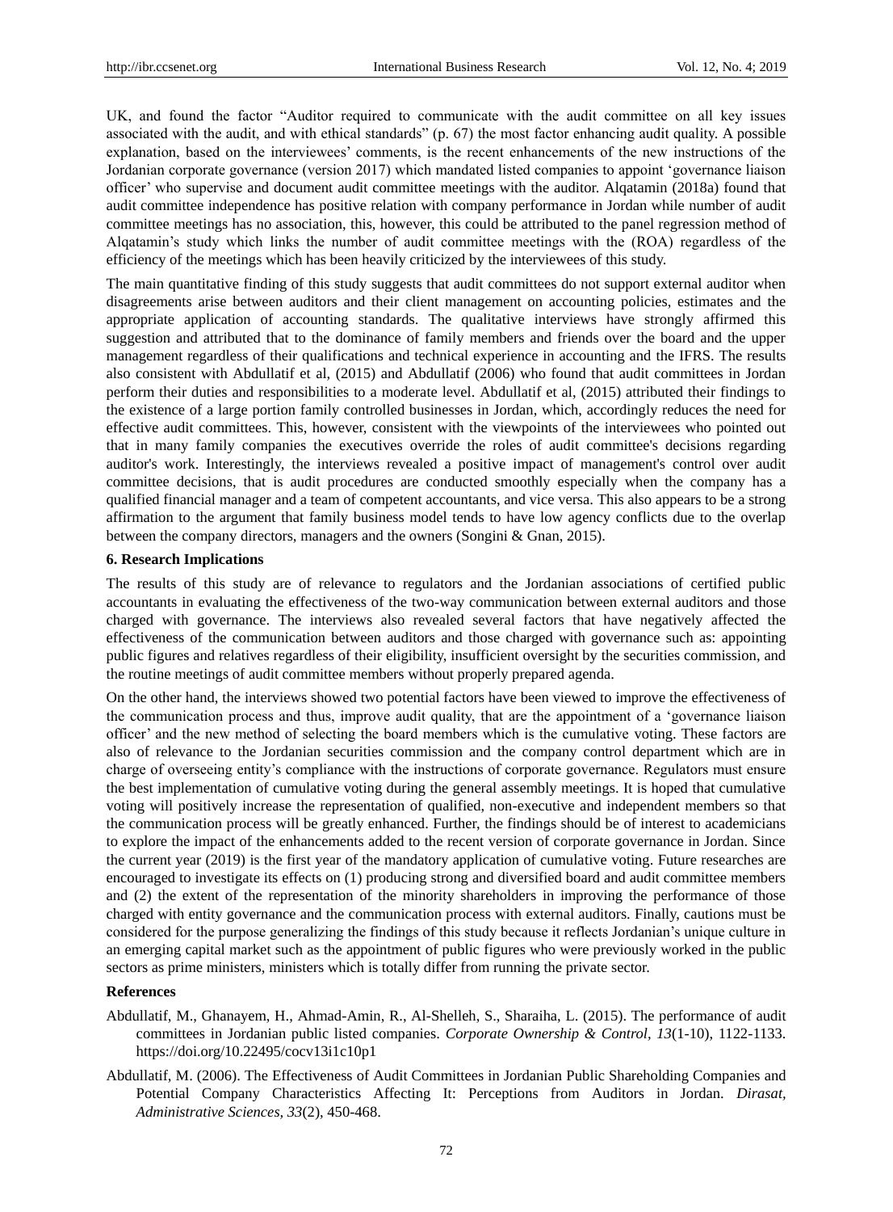UK, and found the factor "Auditor required to communicate with the audit committee on all key issues associated with the audit, and with ethical standards" (p. 67) the most factor enhancing audit quality. A possible explanation, based on the interviewees' comments, is the recent enhancements of the new instructions of the Jordanian corporate governance (version 2017) which mandated listed companies to appoint 'governance liaison officer' who supervise and document audit committee meetings with the auditor. Alqatamin (2018a) found that audit committee independence has positive relation with company performance in Jordan while number of audit committee meetings has no association, this, however, this could be attributed to the panel regression method of Alqatamin's study which links the number of audit committee meetings with the (ROA) regardless of the efficiency of the meetings which has been heavily criticized by the interviewees of this study.

The main quantitative finding of this study suggests that audit committees do not support external auditor when disagreements arise between auditors and their client management on accounting policies, estimates and the appropriate application of accounting standards. The qualitative interviews have strongly affirmed this suggestion and attributed that to the dominance of family members and friends over the board and the upper management regardless of their qualifications and technical experience in accounting and the IFRS. The results also consistent with Abdullatif et al, (2015) and Abdullatif (2006) who found that audit committees in Jordan perform their duties and responsibilities to a moderate level. Abdullatif et al, (2015) attributed their findings to the existence of a large portion family controlled businesses in Jordan, which, accordingly reduces the need for effective audit committees. This, however, consistent with the viewpoints of the interviewees who pointed out that in many family companies the executives override the roles of audit committee's decisions regarding auditor's work. Interestingly, the interviews revealed a positive impact of management's control over audit committee decisions, that is audit procedures are conducted smoothly especially when the company has a qualified financial manager and a team of competent accountants, and vice versa. This also appears to be a strong affirmation to the argument that family business model tends to have low agency conflicts due to the overlap between the company directors, managers and the owners (Songini & Gnan, 2015).

## 6. Research Implications

The results of this study are of relevance to regulators and the Jordanian associations of certified public accountants in evaluating the effectiveness of the two-way communication between external auditors and those charged with governance. The interviews also revealed several factors that have negatively affected the effectiveness of the communication between auditors and those charged with governance such as: appointing public figures and relatives regardless of their eligibility, insufficient oversight by the securities commission, and the routine meetings of audit committee members without properly prepared agenda.

On the other hand, the interviews showed two potential factors have been viewed to improve the effectiveness of the communication process and thus, improve audit quality, that are the appointment of a 'governance liaison officer' and the new method of selecting the board members which is the cumulative voting. These factors are also of relevance to the Jordanian securities commission and the company control department which are in charge of overseeing entity's compliance with the instructions of corporate governance. Regulators must ensure the best implementation of cumulative voting during the general assembly meetings. It is hoped that cumulative voting will positively increase the representation of qualified, non-executive and independent members so that the communication process will be greatly enhanced. Further, the findings should be of interest to academicians to explore the impact of the enhancements added to the recent version of corporate governance in Jordan. Since the current year (2019) is the first year of the mandatory application of cumulative voting. Future researches are encouraged to investigate its effects on (1) producing strong and diversified board and audit committee members and (2) the extent of the representation of the minority shareholders in improving the performance of those charged with entity governance and the communication process with external auditors. Finally, cautions must be considered for the purpose generalizing the findings of this study because it reflects Jordanian's unique culture in an emerging capital market such as the appointment of public figures who were previously worked in the public sectors as prime ministers, ministers which is totally differ from running the private sector.

## References

Abdullatif, M., Ghanayem, H., Ahmad-Amin, R., Al-Shelleh, S., Sharaiha, L. (2015). The performance of audit committees in Jordanian public listed companies. *Corporate Ownership & Control, 13*(1-10), 1122-1133. https://doi.org/10.22495/cocv13i1c10p1

Abdullatif, M. (2006). The Effectiveness of Audit Committees in Jordanian Public Shareholding Companies and Potential Company Characteristics Affecting It: Perceptions from Auditors in Jordan. *Dirasat, Administrative Sciences, 33*(2), 450-468.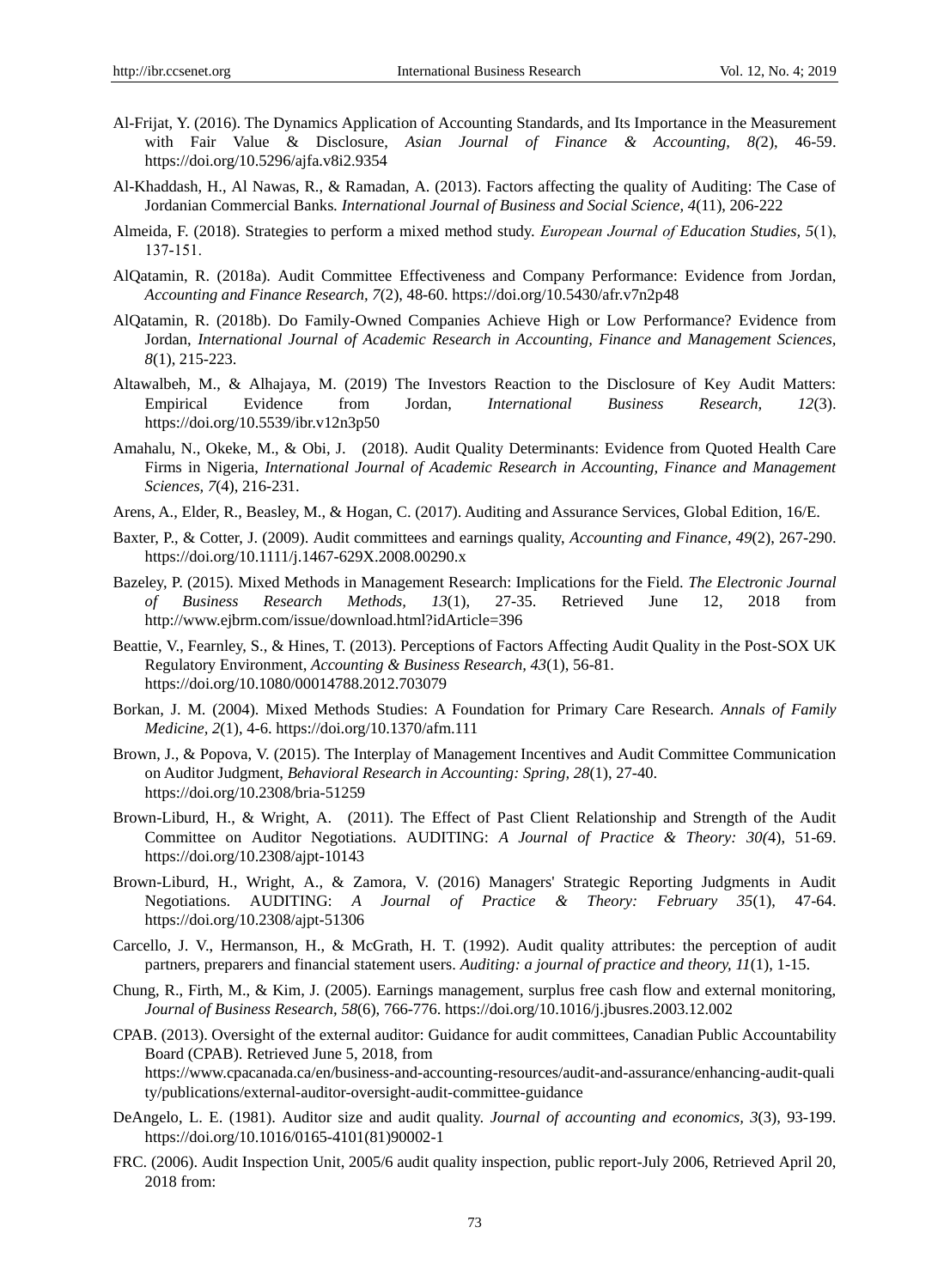Al-Frijat, Y. (2016). The Dynamics Application of Accounting Standards, and Its Importance in the Measurement with Fair Value & Disclosure, *Asian Journal of Finance & Accounting, 8(*2), 46-59. https://doi.org/10.5296/ajfa.v8i2.9354

Al-Khaddash, H., Al Nawas, R., & Ramadan, A. (2013). Factors affecting the quality of Auditing: The Case of Jordanian Commercial Banks. *International Journal of Business and Social Science, 4*(11), 206-222

Almeida, F. (2018). Strategies to perform a mixed method study. *European Journal of Education Studies, 5*(1), 137-151.

AlQatamin, R. (2018a). Audit Committee Effectiveness and Company Performance: Evidence from Jordan, *Accounting and Finance Research, 7*(2), 48-60. https://doi.org/10.5430/afr.v7n2p48

AlQatamin, R. (2018b). Do Family-Owned Companies Achieve High or Low Performance? Evidence from Jordan, *International Journal of Academic Research in Accounting, Finance and Management Sciences, 8*(1), 215-223.

Altawalbeh, M., & Alhajaya, M. (2019) The Investors Reaction to the Disclosure of Key Audit Matters: Empirical Evidence from Jordan, *International Business Research, 12*(3). https://doi.org/10.5539/ibr.v12n3p50

Amahalu, N., Okeke, M., & Obi, J. (2018). Audit Quality Determinants: Evidence from Quoted Health Care Firms in Nigeria, *International Journal of Academic Research in Accounting, Finance and Management Sciences, 7*(4), 216-231.

Arens, A., Elder, R., Beasley, M., & Hogan, C. (2017). Auditing and Assurance Services, Global Edition, 16/E.

Baxter, P., & Cotter, J. (2009). Audit committees and earnings quality, *Accounting and Finance, 49*(2), 267-290. https://doi.org/10.1111/j.1467-629X.2008.00290.x

Bazeley, P. (2015). Mixed Methods in Management Research: Implications for the Field. *The Electronic Journal of Business Research Methods, 13*(1), 27-35. Retrieved June 12, 2018 from http://www.ejbrm.com/issue/download.html?idArticle=396

Beattie, V., Fearnley, S., & Hines, T. (2013). Perceptions of Factors Affecting Audit Quality in the Post-SOX UK Regulatory Environment, *Accounting & Business Research, 43*(1), 56-81. https://doi.org/10.1080/00014788.2012.703079

Borkan, J. M. (2004). Mixed Methods Studies: A Foundation for Primary Care Research. *Annals of Family Medicine, 2*(1), 4-6. https://doi.org/10.1370/afm.111

Brown, J., & Popova, V. (2015). The Interplay of Management Incentives and Audit Committee Communication on Auditor Judgment, *Behavioral Research in Accounting: Spring, 28*(1), 27-40. https://doi.org/10.2308/bria-51259

Brown-Liburd, H., & Wright, A. (2011). The Effect of Past Client Relationship and Strength of the Audit Committee on Auditor Negotiations. AUDITING: *A Journal of Practice & Theory: 30(*4), 51-69. https://doi.org/10.2308/ajpt-10143

Brown-Liburd, H., Wright, A., & Zamora, V. (2016) Managers' Strategic Reporting Judgments in Audit Negotiations. AUDITING: *A Journal of Practice & Theory: February 35*(1), 47-64. https://doi.org/10.2308/ajpt-51306

Carcello, J. V., Hermanson, H., & McGrath, H. T. (1992). Audit quality attributes: the perception of audit partners, preparers and financial statement users. *Auditing: a journal of practice and theory, 11*(1), 1-15.

Chung, R., Firth, M., & Kim, J. (2005). Earnings management, surplus free cash flow and external monitoring, *Journal of Business Research, 58*(6), 766-776. https://doi.org/10.1016/j.jbusres.2003.12.002

CPAB. (2013). Oversight of the external auditor: Guidance for audit committees, Canadian Public Accountability Board (CPAB). Retrieved June 5, 2018, from https://www.cpacanada.ca/en/business-and-accounting-resources/audit-and-assurance/enhancing-audit-quality/publications/external-auditor-oversight-audit-committee-guidance

DeAngelo, L. E. (1981). Auditor size and audit quality. *Journal of accounting and economics, 3*(3), 93-199. https://doi.org/10.1016/0165-4101(81)90002-1

FRC. (2006). Audit Inspection Unit, 2005/6 audit quality inspection, public report-July 2006, Retrieved April 20, 2018 from: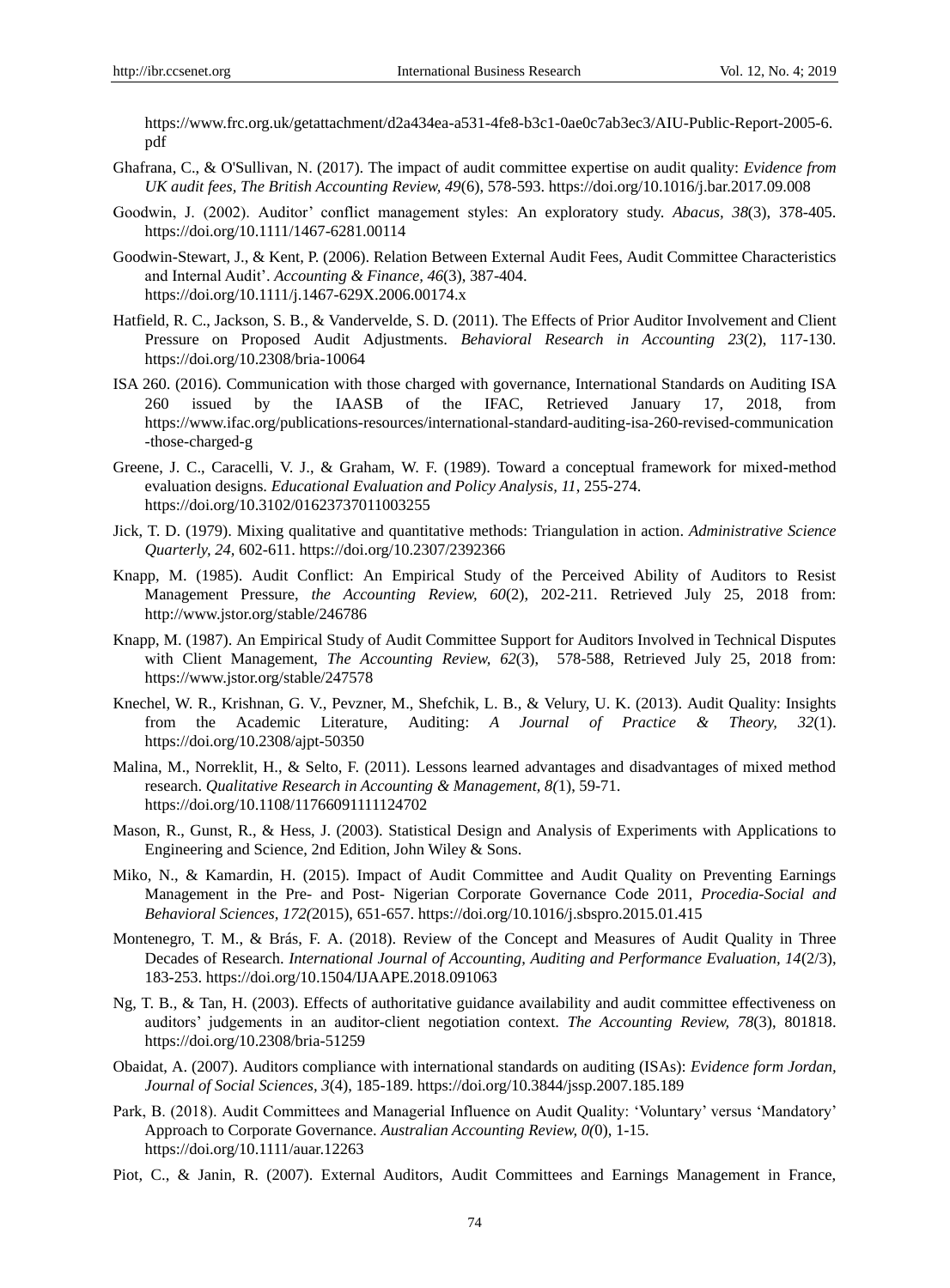https://www.frc.org.uk/getattachment/d2a434ea-a531-4fe8-b3c1-0ae0c7ab3ec3/AIU-Public-Report-2005-6.pdf

Ghafrana, C., & O'Sullivan, N. (2017). The impact of audit committee expertise on audit quality: *Evidence from UK audit fees, The British Accounting Review, 49*(6), 578-593. https://doi.org/10.1016/j.bar.2017.09.008

Goodwin, J. (2002). Auditor' conflict management styles: An exploratory study. *Abacus, 38*(3), 378-405. https://doi.org/10.1111/1467-6281.00114

Goodwin-Stewart, J., & Kent, P. (2006). Relation Between External Audit Fees, Audit Committee Characteristics and Internal Audit'. *Accounting & Finance, 46*(3), 387-404. https://doi.org/10.1111/j.1467-629X.2006.00174.x

Hatfield, R. C., Jackson, S. B., & Vandervelde, S. D. (2011). The Effects of Prior Auditor Involvement and Client Pressure on Proposed Audit Adjustments. *Behavioral Research in Accounting 23*(2), 117-130. https://doi.org/10.2308/bria-10064

ISA 260. (2016). Communication with those charged with governance, International Standards on Auditing ISA 260 issued by the IAASB of the IFAC, Retrieved January 17, 2018, from https://www.ifac.org/publications-resources/international-standard-auditing-isa-260-revised-communication-those-charged-g

Greene, J. C., Caracelli, V. J., & Graham, W. F. (1989). Toward a conceptual framework for mixed-method evaluation designs. *Educational Evaluation and Policy Analysis, 11*, 255-274. https://doi.org/10.3102/01623737011003255

Jick, T. D. (1979). Mixing qualitative and quantitative methods: Triangulation in action. *Administrative Science Quarterly, 24*, 602-611. https://doi.org/10.2307/2392366

Knapp, M. (1985). Audit Conflict: An Empirical Study of the Perceived Ability of Auditors to Resist Management Pressure, *the Accounting Review, 60*(2), 202-211. Retrieved July 25, 2018 from: http://www.jstor.org/stable/246786

Knapp, M. (1987). An Empirical Study of Audit Committee Support for Auditors Involved in Technical Disputes with Client Management, *The Accounting Review, 62*(3), 578-588, Retrieved July 25, 2018 from: https://www.jstor.org/stable/247578

Knechel, W. R., Krishnan, G. V., Pevzner, M., Shefchik, L. B., & Velury, U. K. (2013). Audit Quality: Insights from the Academic Literature, Auditing: *A Journal of Practice & Theory, 32*(1). https://doi.org/10.2308/ajpt-50350

Malina, M., Norreklit, H., & Selto, F. (2011). Lessons learned advantages and disadvantages of mixed method research. *Qualitative Research in Accounting & Management, 8(*1), 59-71. https://doi.org/10.1108/11766091111124702

Mason, R., Gunst, R., & Hess, J. (2003). Statistical Design and Analysis of Experiments with Applications to Engineering and Science, 2nd Edition, John Wiley & Sons.

Miko, N., & Kamardin, H. (2015). Impact of Audit Committee and Audit Quality on Preventing Earnings Management in the Pre- and Post- Nigerian Corporate Governance Code 2011, *Procedia-Social and Behavioral Sciences, 172(*2015), 651-657. https://doi.org/10.1016/j.sbspro.2015.01.415

Montenegro, T. M., & Brás, F. A. (2018). Review of the Concept and Measures of Audit Quality in Three Decades of Research. *International Journal of Accounting, Auditing and Performance Evaluation, 14*(2/3), 183-253. https://doi.org/10.1504/IJAAPE.2018.091063

Ng, T. B., & Tan, H. (2003). Effects of authoritative guidance availability and audit committee effectiveness on auditors' judgements in an auditor-client negotiation context. *The Accounting Review, 78*(3), 801818. https://doi.org/10.2308/bria-51259

Obaidat, A. (2007). Auditors compliance with international standards on auditing (ISAs): *Evidence form Jordan, Journal of Social Sciences, 3*(4), 185-189. https://doi.org/10.3844/jssp.2007.185.189

Park, B. (2018). Audit Committees and Managerial Influence on Audit Quality: 'Voluntary' versus 'Mandatory' Approach to Corporate Governance. *Australian Accounting Review, 0(*0), 1-15. https://doi.org/10.1111/auar.12263

Piot, C., & Janin, R. (2007). External Auditors, Audit Committees and Earnings Management in France,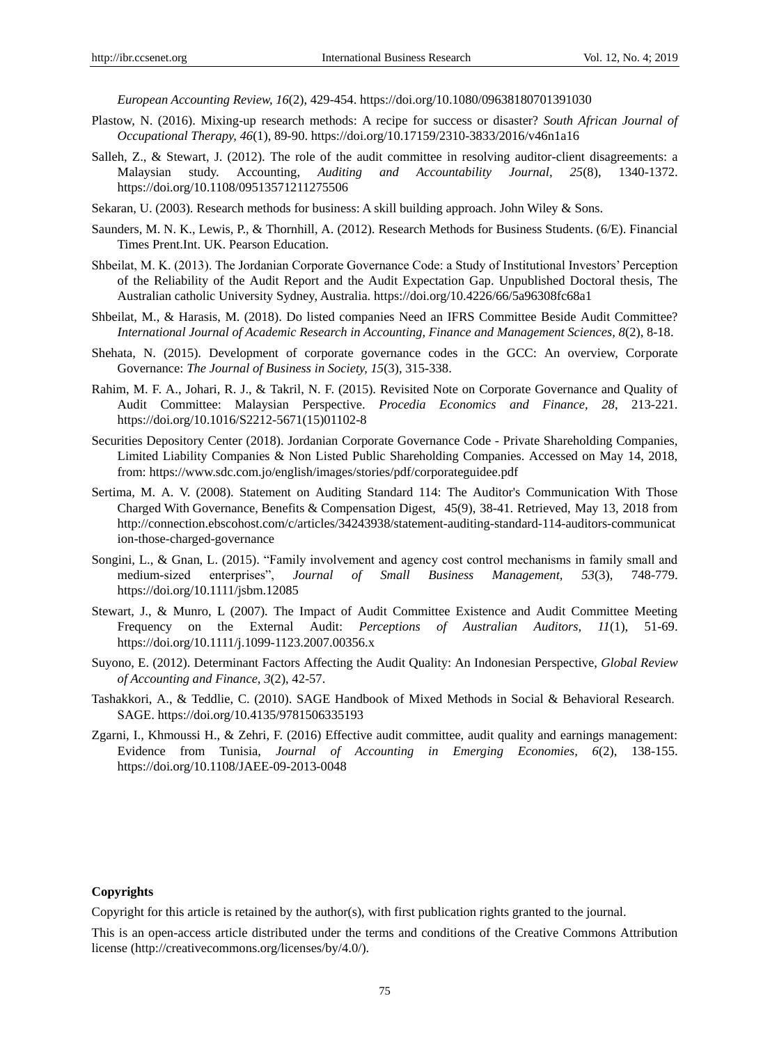*European Accounting Review, 16*(2), 429-454. https://doi.org/10.1080/09638180701391030

Plastow, N. (2016). Mixing-up research methods: A recipe for success or disaster? *South African Journal of Occupational Therapy, 46*(1), 89-90. https://doi.org/10.17159/2310-3833/2016/v46n1a16

Salleh, Z., & Stewart, J. (2012). The role of the audit committee in resolving auditor-client disagreements: a Malaysian study. Accounting, *Auditing and Accountability Journal, 25*(8), 1340-1372. https://doi.org/10.1108/09513571211275506

Sekaran, U. (2003). Research methods for business: A skill building approach. John Wiley & Sons.

Saunders, M. N. K., Lewis, P., & Thornhill, A. (2012). Research Methods for Business Students. (6/E). Financial Times Prent.Int. UK. Pearson Education.

Shbeilat, M. K. (2013). The Jordanian Corporate Governance Code: a Study of Institutional Investors' Perception of the Reliability of the Audit Report and the Audit Expectation Gap. Unpublished Doctoral thesis, The Australian catholic University Sydney, Australia. https://doi.org/10.4226/66/5a96308fc68a1

Shbeilat, M., & Harasis, M. (2018). Do listed companies Need an IFRS Committee Beside Audit Committee? *International Journal of Academic Research in Accounting, Finance and Management Sciences, 8*(2), 8-18.

Shehata, N. (2015). Development of corporate governance codes in the GCC: An overview, Corporate Governance: *The Journal of Business in Society, 15*(3), 315-338.

Rahim, M. F. A., Johari, R. J., & Takril, N. F. (2015). Revisited Note on Corporate Governance and Quality of Audit Committee: Malaysian Perspective. *Procedia Economics and Finance, 28*, 213-221. https://doi.org/10.1016/S2212-5671(15)01102-8

Securities Depository Center (2018). Jordanian Corporate Governance Code - Private Shareholding Companies, Limited Liability Companies & Non Listed Public Shareholding Companies. Accessed on May 14, 2018, from: https://www.sdc.com.jo/english/images/stories/pdf/corporateguidee.pdf

Sertima, M. A. V. (2008). Statement on Auditing Standard 114: The Auditor's Communication With Those Charged With Governance, Benefits & Compensation Digest, 45(9), 38-41. Retrieved, May 13, 2018 from http://connection.ebscohost.com/c/articles/34243938/statement-auditing-standard-114-auditors-communication-those-charged-governance

Songini, L., & Gnan, L. (2015). "Family involvement and agency cost control mechanisms in family small and medium-sized enterprises", *Journal of Small Business Management, 53*(3), 748-779. https://doi.org/10.1111/jsbm.12085

Stewart, J., & Munro, L (2007). The Impact of Audit Committee Existence and Audit Committee Meeting Frequency on the External Audit: *Perceptions of Australian Auditors, 11*(1), 51-69. https://doi.org/10.1111/j.1099-1123.2007.00356.x

Suyono, E. (2012). Determinant Factors Affecting the Audit Quality: An Indonesian Perspective, *Global Review of Accounting and Finance, 3*(2), 42-57.

Tashakkori, A., & Teddlie, C. (2010). SAGE Handbook of Mixed Methods in Social & Behavioral Research. SAGE. https://doi.org/10.4135/9781506335193

Zgarni, I., Khmoussi H., & Zehri, F. (2016) Effective audit committee, audit quality and earnings management: Evidence from Tunisia, *Journal of Accounting in Emerging Economies, 6*(2), 138-155. https://doi.org/10.1108/JAEE-09-2013-0048

**Copyrights**

Copyright for this article is retained by the author(s), with first publication rights granted to the journal.

This is an open-access article distributed under the terms and conditions of the Creative Commons Attribution license (http://creativecommons.org/licenses/by/4.0/).